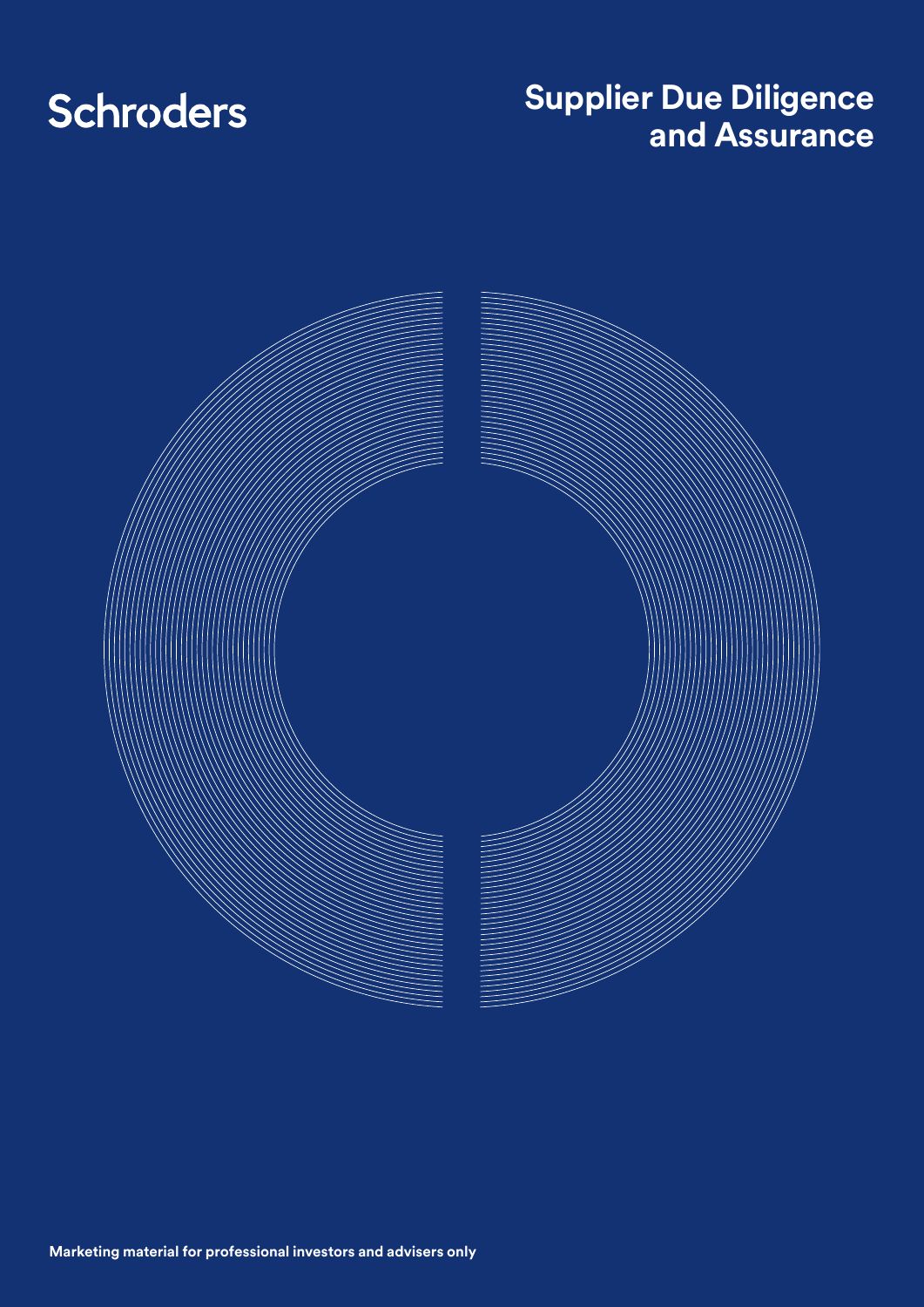Schroders

# Supplier Due Diligence and Assurance

**Marketing material for professional investors and advisers only**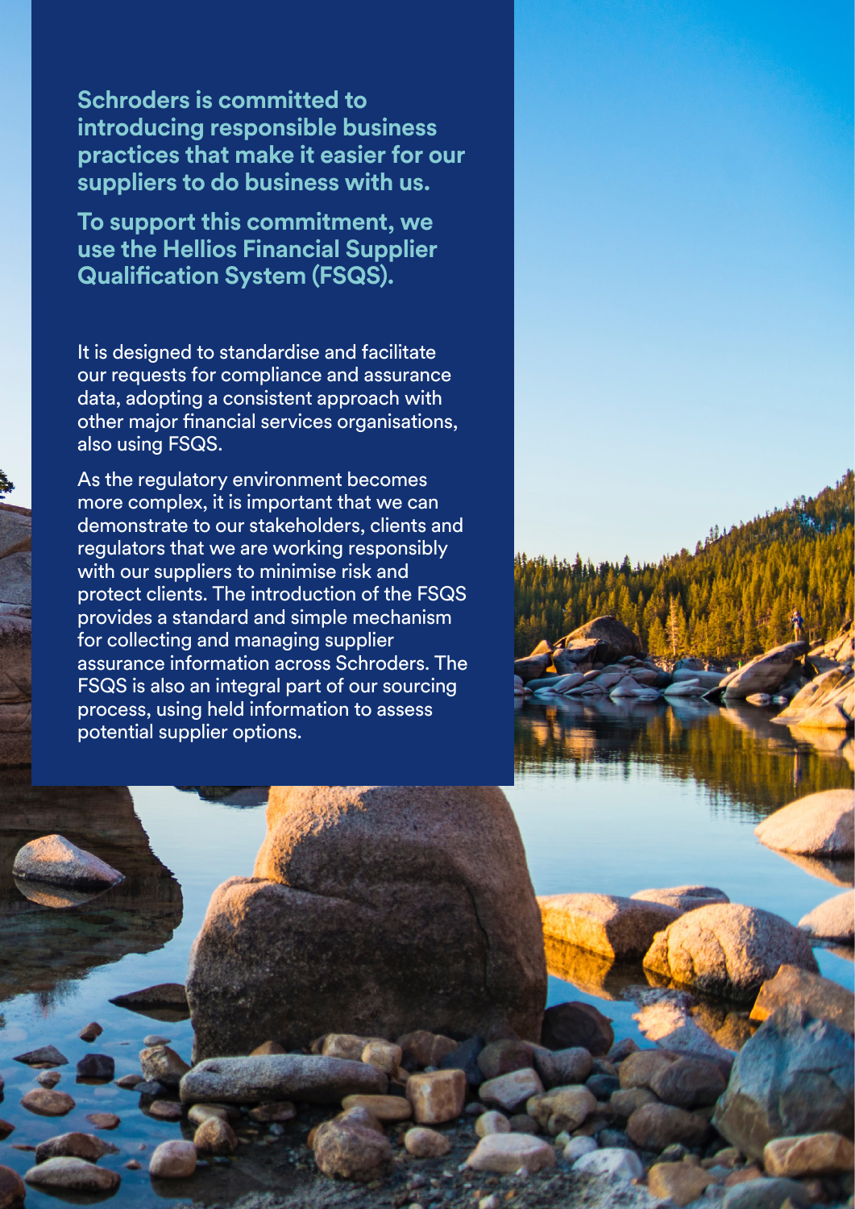**Schroders is committed to introducing responsible business practices that make it easier for our suppliers to do business with us.**

**To support this commitment, we use the Hellios Financial Supplier Qualification System (FSQS).**

It is designed to standardise and facilitate our requests for compliance and assurance data, adopting a consistent approach with other major financial services organisations, also using FSQS.

As the regulatory environment becomes more complex, it is important that we can demonstrate to our stakeholders, clients and regulators that we are working responsibly with our suppliers to minimise risk and protect clients. The introduction of the FSQS provides a standard and simple mechanism for collecting and managing supplier assurance information across Schroders. The FSQS is also an integral part of our sourcing process, using held information to assess potential supplier options.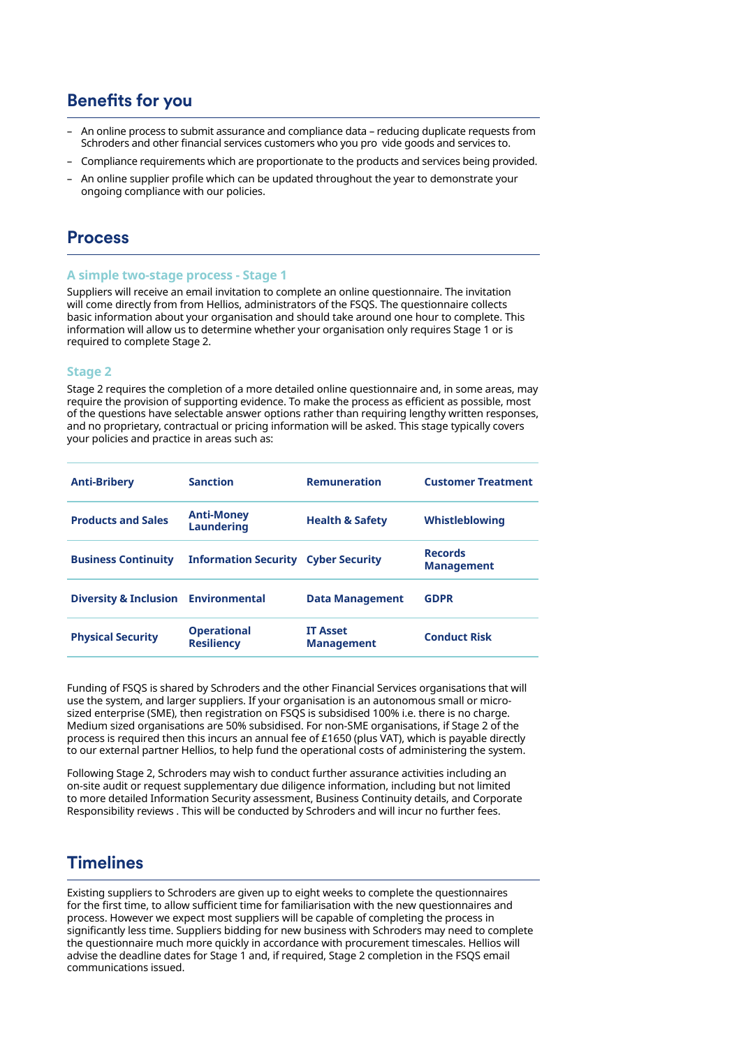## Benefits for you

- An online process to submit assurance and compliance data – reducing duplicate requests from Schroders and other financial services customers who you pro vide goods and services to.
- Compliance requirements which are proportionate to the products and services being provided.
- An online supplier profile which can be updated throughout the year to demonstrate your ongoing compliance with our policies.

## Process

### A simple two-stage process - Stage 1

Suppliers will receive an email invitation to complete an online questionnaire. The invitation will come directly from from Hellios, administrators of the FSQS. The questionnaire collects basic information about your organisation and should take around one hour to complete. This information will allow us to determine whether your organisation only requires Stage 1 or is required to complete Stage 2.

### Stage 2

Stage 2 requires the completion of a more detailed online questionnaire and, in some areas, may require the provision of supporting evidence. To make the process as efficient as possible, most of the questions have selectable answer options rather than requiring lengthy written responses, and no proprietary, contractual or pricing information will be asked. This stage typically covers your policies and practice in areas such as:

| | | | |
|---|---|---|---|
| **Anti-Bribery** | **Sanction** | **Remuneration** | **Customer Treatment** |
| **Products and Sales** | **Anti-Money Laundering** | **Health & Safety** | **Whistleblowing** |
| **Business Continuity** | **Information Security** | **Cyber Security** | **Records Management** |
| **Diversity & Inclusion** | **Environmental** | **Data Management** | **GDPR** |
| **Physical Security** | **Operational Resiliency** | **IT Asset Management** | **Conduct Risk** |

Funding of FSQS is shared by Schroders and the other Financial Services organisations that will use the system, and larger suppliers. If your organisation is an autonomous small or micro-sized enterprise (SME), then registration on FSQS is subsidised 100% i.e. there is no charge. Medium sized organisations are 50% subsidised. For non-SME organisations, if Stage 2 of the process is required then this incurs an annual fee of £1650 (plus VAT), which is payable directly to our external partner Hellios, to help fund the operational costs of administering the system.

Following Stage 2, Schroders may wish to conduct further assurance activities including an on-site audit or request supplementary due diligence information, including but not limited to more detailed Information Security assessment, Business Continuity details, and Corporate Responsibility reviews . This will be conducted by Schroders and will incur no further fees.

## Timelines

Existing suppliers to Schroders are given up to eight weeks to complete the questionnaires for the first time, to allow sufficient time for familiarisation with the new questionnaires and process. However we expect most suppliers will be capable of completing the process in significantly less time. Suppliers bidding for new business with Schroders may need to complete the questionnaire much more quickly in accordance with procurement timescales. Hellios will advise the deadline dates for Stage 1 and, if required, Stage 2 completion in the FSQS email communications issued.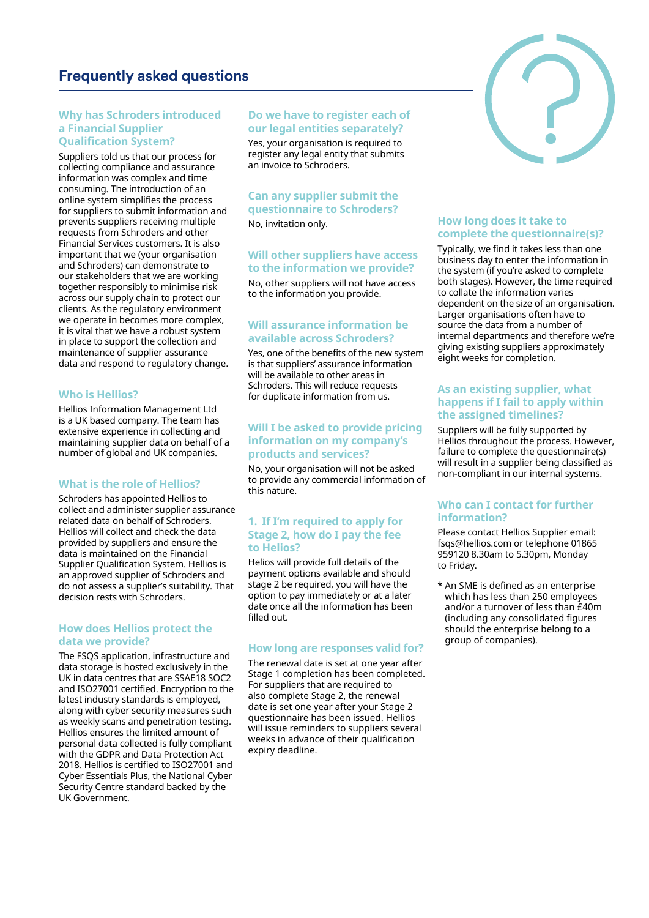# Frequently asked questions

### Why has Schroders introduced a Financial Supplier Qualification System?

Suppliers told us that our process for collecting compliance and assurance information was complex and time consuming. The introduction of an online system simplifies the process for suppliers to submit information and prevents suppliers receiving multiple requests from Schroders and other Financial Services customers. It is also important that we (your organisation and Schroders) can demonstrate to our stakeholders that we are working together responsibly to minimise risk across our supply chain to protect our clients. As the regulatory environment we operate in becomes more complex, it is vital that we have a robust system in place to support the collection and maintenance of supplier assurance data and respond to regulatory change.

### Who is Hellios?

Hellios Information Management Ltd is a UK based company. The team has extensive experience in collecting and maintaining supplier data on behalf of a number of global and UK companies.

### What is the role of Hellios?

Schroders has appointed Hellios to collect and administer supplier assurance related data on behalf of Schroders. Hellios will collect and check the data provided by suppliers and ensure the data is maintained on the Financial Supplier Qualification System. Hellios is an approved supplier of Schroders and do not assess a supplier's suitability. That decision rests with Schroders.

### How does Hellios protect the data we provide?

The FSQS application, infrastructure and data storage is hosted exclusively in the UK in data centres that are SSAE18 SOC2 and ISO27001 certified. Encryption to the latest industry standards is employed, along with cyber security measures such as weekly scans and penetration testing. Hellios ensures the limited amount of personal data collected is fully compliant with the GDPR and Data Protection Act 2018. Hellios is certified to ISO27001 and Cyber Essentials Plus, the National Cyber Security Centre standard backed by the UK Government.

### Do we have to register each of our legal entities separately?

Yes, your organisation is required to register any legal entity that submits an invoice to Schroders.

### Can any supplier submit the questionnaire to Schroders?

No, invitation only.

### Will other suppliers have access to the information we provide?

No, other suppliers will not have access to the information you provide.

### Will assurance information be available across Schroders?

Yes, one of the benefits of the new system is that suppliers' assurance information will be available to other areas in Schroders. This will reduce requests for duplicate information from us.

### Will I be asked to provide pricing information on my company's products and services?

No, your organisation will not be asked to provide any commercial information of this nature.

### 1. If I'm required to apply for Stage 2, how do I pay the fee to Helios?

Helios will provide full details of the payment options available and should stage 2 be required, you will have the option to pay immediately or at a later date once all the information has been filled out.

### How long are responses valid for?

The renewal date is set at one year after Stage 1 completion has been completed. For suppliers that are required to also complete Stage 2, the renewal date is set one year after your Stage 2 questionnaire has been issued. Hellios will issue reminders to suppliers several weeks in advance of their qualification expiry deadline.

### How long does it take to complete the questionnaire(s)?

Typically, we find it takes less than one business day to enter the information in the system (if you're asked to complete both stages). However, the time required to collate the information varies dependent on the size of an organisation. Larger organisations often have to source the data from a number of internal departments and therefore we're giving existing suppliers approximately eight weeks for completion.

### As an existing supplier, what happens if I fail to apply within the assigned timelines?

Suppliers will be fully supported by Hellios throughout the process. However, failure to complete the questionnaire(s) will result in a supplier being classified as non-compliant in our internal systems.

### Who can I contact for further information?

Please contact Hellios Supplier email: fsqs@hellios.com or telephone 01865 959120 8.30am to 5.30pm, Monday to Friday.

* An SME is defined as an enterprise which has less than 250 employees and/or a turnover of less than £40m (including any consolidated figures should the enterprise belong to a group of companies).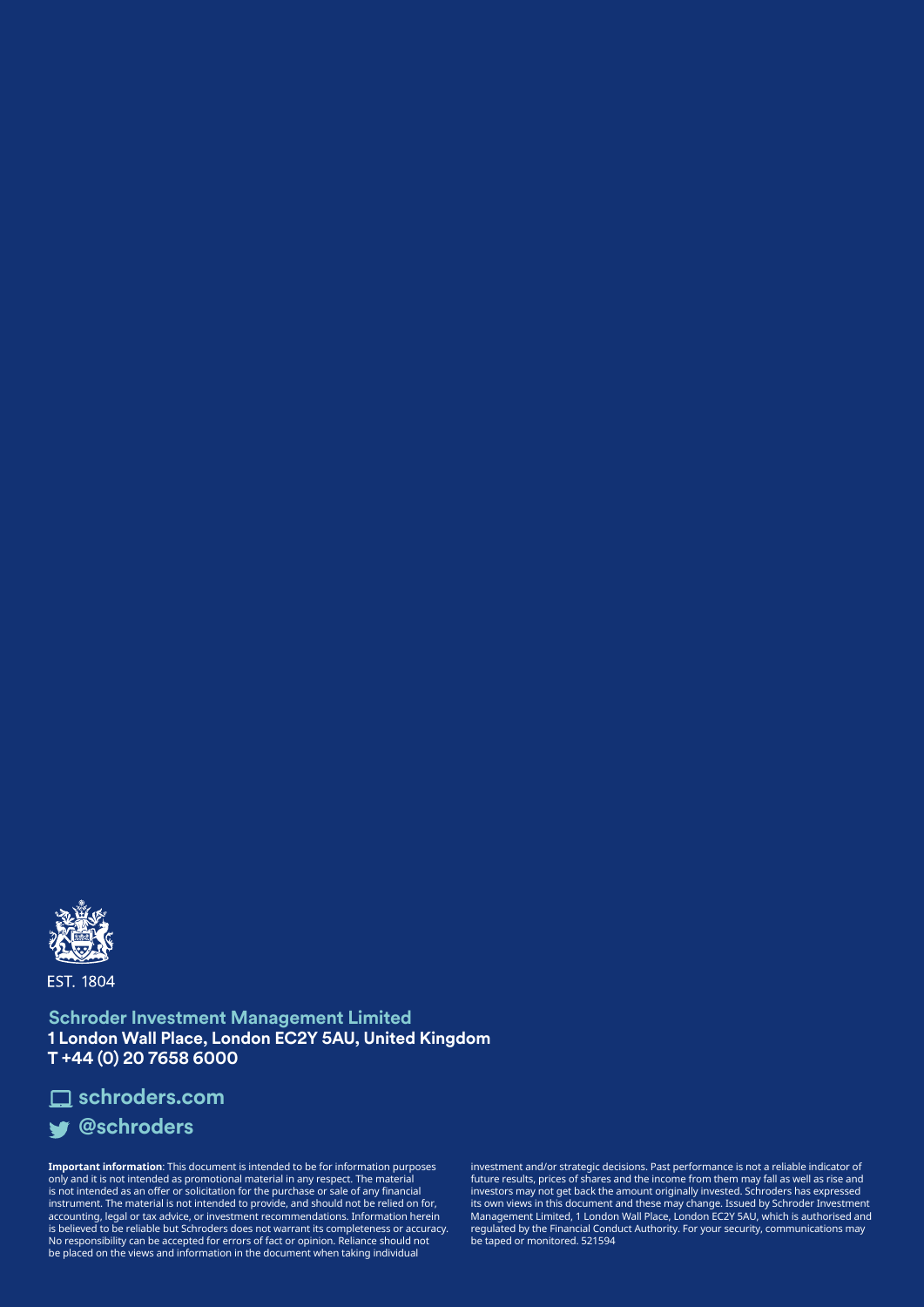EST. 1804

**Schroder Investment Management Limited**
**1 London Wall Place, London EC2Y 5AU, United Kingdom**
**T +44 (0) 20 7658 6000**

**schroders.com**

**@schroders**

**Important information**: This document is intended to be for information purposes only and it is not intended as promotional material in any respect. The material is not intended as an offer or solicitation for the purchase or sale of any financial instrument. The material is not intended to provide, and should not be relied on for, accounting, legal or tax advice, or investment recommendations. Information herein is believed to be reliable but Schroders does not warrant its completeness or accuracy. No responsibility can be accepted for errors of fact or opinion. Reliance should not be placed on the views and information in the document when taking individual investment and/or strategic decisions. Past performance is not a reliable indicator of future results, prices of shares and the income from them may fall as well as rise and investors may not get back the amount originally invested. Schroders has expressed its own views in this document and these may change. Issued by Schroder Investment Management Limited, 1 London Wall Place, London EC2Y 5AU, which is authorised and regulated by the Financial Conduct Authority. For your security, communications may be taped or monitored. 521594